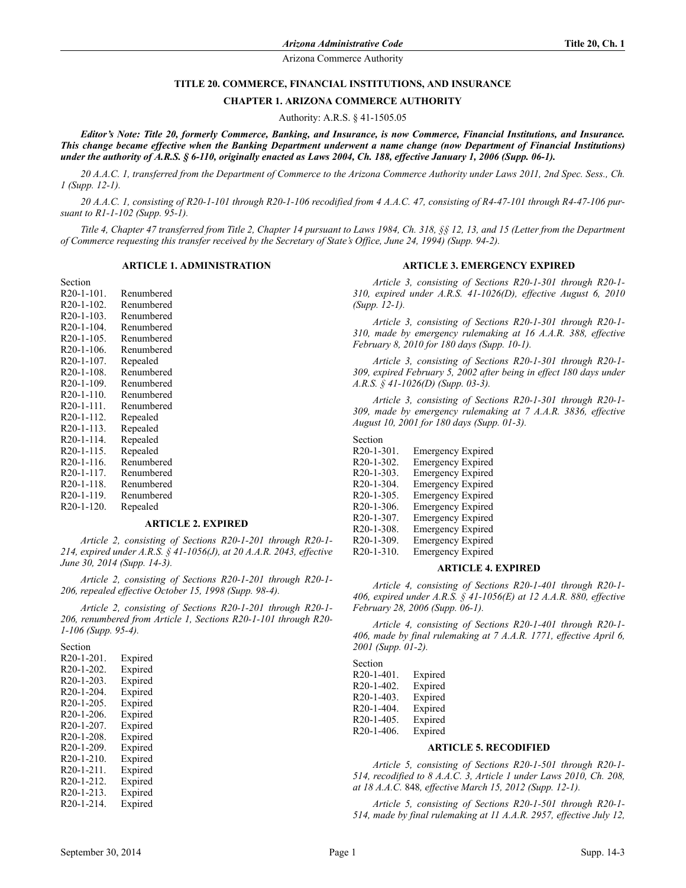# TITLE 20. COMMERCE, FINANCIAL INSTITUTIONS, AND INSURANCE

## CHAPTER 1. ARIZONA COMMERCE AUTHORITY

Authority: A.R.S. § 41-1505.05

***Editor's Note: Title 20, formerly Commerce, Banking, and Insurance, is now Commerce, Financial Institutions, and Insurance. This change became effective when the Banking Department underwent a name change (now Department of Financial Institutions) under the authority of A.R.S. § 6-110, originally enacted as Laws 2004, Ch. 188, effective January 1, 2006 (Supp. 06-1).***

*20 A.A.C. 1, transferred from the Department of Commerce to the Arizona Commerce Authority under Laws 2011, 2nd Spec. Sess., Ch. 1 (Supp. 12-1).*

*20 A.A.C. 1, consisting of R20-1-101 through R20-1-106 recodified from 4 A.A.C. 47, consisting of R4-47-101 through R4-47-106 pursuant to R1-1-102 (Supp. 95-1).*

*Title 4, Chapter 47 transferred from Title 2, Chapter 14 pursuant to Laws 1984, Ch. 318, §§ 12, 13, and 15 (Letter from the Department of Commerce requesting this transfer received by the Secretary of State's Office, June 24, 1994) (Supp. 94-2).*

### ARTICLE 1. ADMINISTRATION

Section
R20-1-101. Renumbered
R20-1-102. Renumbered
R20-1-103. Renumbered
R20-1-104. Renumbered
R20-1-105. Renumbered
R20-1-106. Renumbered
R20-1-107. Repealed
R20-1-108. Renumbered
R20-1-109. Renumbered
R20-1-110. Renumbered
R20-1-111. Renumbered
R20-1-112. Repealed
R20-1-113. Repealed
R20-1-114. Repealed
R20-1-115. Repealed
R20-1-116. Renumbered
R20-1-117. Renumbered
R20-1-118. Renumbered
R20-1-119. Renumbered
R20-1-120. Repealed

### ARTICLE 2. EXPIRED

*Article 2, consisting of Sections R20-1-201 through R20-1-214, expired under A.R.S. § 41-1056(J), at 20 A.A.R. 2043, effective June 30, 2014 (Supp. 14-3).*

*Article 2, consisting of Sections R20-1-201 through R20-1-206, repealed effective October 15, 1998 (Supp. 98-4).*

*Article 2, consisting of Sections R20-1-201 through R20-1-206, renumbered from Article 1, Sections R20-1-101 through R20-1-106 (Supp. 95-4).*

Section
R20-1-201. Expired
R20-1-202. Expired
R20-1-203. Expired
R20-1-204. Expired
R20-1-205. Expired
R20-1-206. Expired
R20-1-207. Expired
R20-1-208. Expired
R20-1-209. Expired
R20-1-210. Expired
R20-1-211. Expired
R20-1-212. Expired
R20-1-213. Expired
R20-1-214. Expired

### ARTICLE 3. EMERGENCY EXPIRED

*Article 3, consisting of Sections R20-1-301 through R20-1-310, expired under A.R.S. 41-1026(D), effective August 6, 2010 (Supp. 12-1).*

*Article 3, consisting of Sections R20-1-301 through R20-1-310, made by emergency rulemaking at 16 A.A.R. 388, effective February 8, 2010 for 180 days (Supp. 10-1).*

*Article 3, consisting of Sections R20-1-301 through R20-1-309, expired February 5, 2002 after being in effect 180 days under A.R.S. § 41-1026(D) (Supp. 03-3).*

*Article 3, consisting of Sections R20-1-301 through R20-1-309, made by emergency rulemaking at 7 A.A.R. 3836, effective August 10, 2001 for 180 days (Supp. 01-3).*

Section
R20-1-301. Emergency Expired
R20-1-302. Emergency Expired
R20-1-303. Emergency Expired
R20-1-304. Emergency Expired
R20-1-305. Emergency Expired
R20-1-306. Emergency Expired
R20-1-307. Emergency Expired
R20-1-308. Emergency Expired
R20-1-309. Emergency Expired
R20-1-310. Emergency Expired

### ARTICLE 4. EXPIRED

*Article 4, consisting of Sections R20-1-401 through R20-1-406, expired under A.R.S. § 41-1056(E) at 12 A.A.R. 880, effective February 28, 2006 (Supp. 06-1).*

*Article 4, consisting of Sections R20-1-401 through R20-1-406, made by final rulemaking at 7 A.A.R. 1771, effective April 6, 2001 (Supp. 01-2).*

Section
R20-1-401. Expired
R20-1-402. Expired
R20-1-403. Expired
R20-1-404. Expired
R20-1-405. Expired
R20-1-406. Expired

### ARTICLE 5. RECODIFIED

*Article 5, consisting of Sections R20-1-501 through R20-1-514, recodified to 8 A.A.C. 3, Article 1 under Laws 2010, Ch. 208, at 18 A.A.C.* 848*, effective March 15, 2012 (Supp. 12-1).*

*Article 5, consisting of Sections R20-1-501 through R20-1-514, made by final rulemaking at 11 A.A.R. 2957, effective July 12,*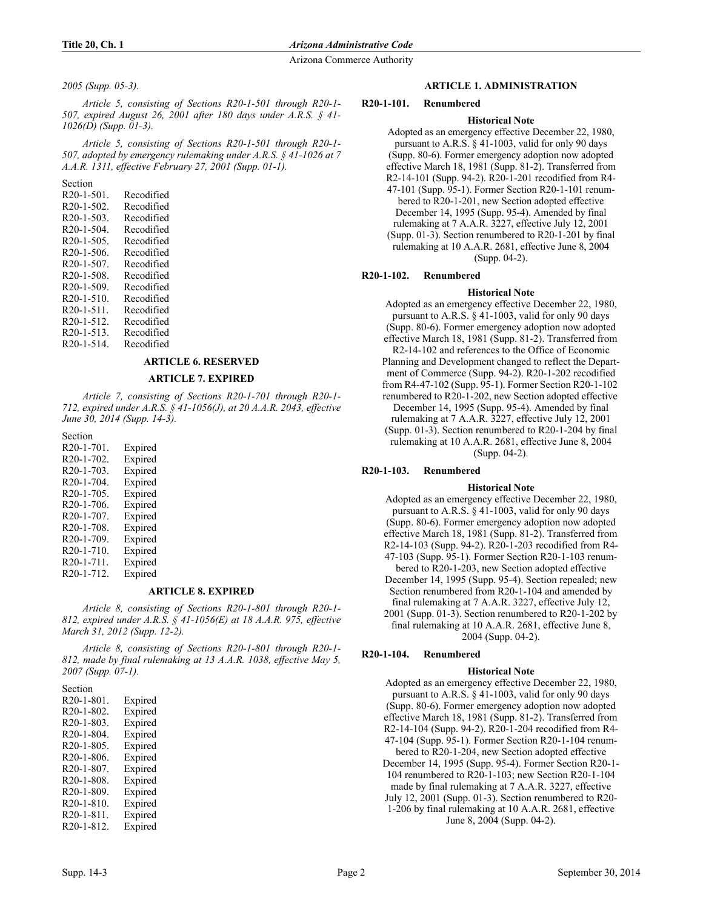*2005 (Supp. 05-3).*

*Article 5, consisting of Sections R20-1-501 through R20-1-507, expired August 26, 2001 after 180 days under A.R.S. § 41-1026(D) (Supp. 01-3).*

*Article 5, consisting of Sections R20-1-501 through R20-1-507, adopted by emergency rulemaking under A.R.S. § 41-1026 at 7 A.A.R. 1311, effective February 27, 2001 (Supp. 01-1).*

Section
R20-1-501. Recodified
R20-1-502. Recodified
R20-1-503. Recodified
R20-1-504. Recodified
R20-1-505. Recodified
R20-1-506. Recodified
R20-1-507. Recodified
R20-1-508. Recodified
R20-1-509. Recodified
R20-1-510. Recodified
R20-1-511. Recodified
R20-1-512. Recodified
R20-1-513. Recodified
R20-1-514. Recodified

**ARTICLE 6. RESERVED**

**ARTICLE 7. EXPIRED**

*Article 7, consisting of Sections R20-1-701 through R20-1-712, expired under A.R.S. § 41-1056(J), at 20 A.A.R. 2043, effective June 30, 2014 (Supp. 14-3).*

Section
R20-1-701. Expired
R20-1-702. Expired
R20-1-703. Expired
R20-1-704. Expired
R20-1-705. Expired
R20-1-706. Expired
R20-1-707. Expired
R20-1-708. Expired
R20-1-709. Expired
R20-1-710. Expired
R20-1-711. Expired
R20-1-712. Expired

**ARTICLE 8. EXPIRED**

*Article 8, consisting of Sections R20-1-801 through R20-1-812, expired under A.R.S. § 41-1056(E) at 18 A.A.R. 975, effective March 31, 2012 (Supp. 12-2).*

*Article 8, consisting of Sections R20-1-801 through R20-1-812, made by final rulemaking at 13 A.A.R. 1038, effective May 5, 2007 (Supp. 07-1).*

Section
R20-1-801. Expired
R20-1-802. Expired
R20-1-803. Expired
R20-1-804. Expired
R20-1-805. Expired
R20-1-806. Expired
R20-1-807. Expired
R20-1-808. Expired
R20-1-809. Expired
R20-1-810. Expired
R20-1-811. Expired
R20-1-812. Expired

**ARTICLE 1. ADMINISTRATION**

**R20-1-101. Renumbered**

**Historical Note**

Adopted as an emergency effective December 22, 1980, pursuant to A.R.S. § 41-1003, valid for only 90 days (Supp. 80-6). Former emergency adoption now adopted effective March 18, 1981 (Supp. 81-2). Transferred from R2-14-101 (Supp. 94-2). R20-1-201 recodified from R4-47-101 (Supp. 95-1). Former Section R20-1-101 renumbered to R20-1-201, new Section adopted effective December 14, 1995 (Supp. 95-4). Amended by final rulemaking at 7 A.A.R. 3227, effective July 12, 2001 (Supp. 01-3). Section renumbered to R20-1-201 by final rulemaking at 10 A.A.R. 2681, effective June 8, 2004 (Supp. 04-2).

**R20-1-102. Renumbered**

**Historical Note**

Adopted as an emergency effective December 22, 1980, pursuant to A.R.S. § 41-1003, valid for only 90 days (Supp. 80-6). Former emergency adoption now adopted effective March 18, 1981 (Supp. 81-2). Transferred from R2-14-102 and references to the Office of Economic Planning and Development changed to reflect the Department of Commerce (Supp. 94-2). R20-1-202 recodified from R4-47-102 (Supp. 95-1). Former Section R20-1-102 renumbered to R20-1-202, new Section adopted effective December 14, 1995 (Supp. 95-4). Amended by final rulemaking at 7 A.A.R. 3227, effective July 12, 2001 (Supp. 01-3). Section renumbered to R20-1-204 by final rulemaking at 10 A.A.R. 2681, effective June 8, 2004 (Supp. 04-2).

**R20-1-103. Renumbered**

**Historical Note**

Adopted as an emergency effective December 22, 1980, pursuant to A.R.S. § 41-1003, valid for only 90 days (Supp. 80-6). Former emergency adoption now adopted effective March 18, 1981 (Supp. 81-2). Transferred from R2-14-103 (Supp. 94-2). R20-1-203 recodified from R4-47-103 (Supp. 95-1). Former Section R20-1-103 renumbered to R20-1-203, new Section adopted effective December 14, 1995 (Supp. 95-4). Section repealed; new Section renumbered from R20-1-104 and amended by final rulemaking at 7 A.A.R. 3227, effective July 12, 2001 (Supp. 01-3). Section renumbered to R20-1-202 by final rulemaking at 10 A.A.R. 2681, effective June 8, 2004 (Supp. 04-2).

**R20-1-104. Renumbered**

**Historical Note**

Adopted as an emergency effective December 22, 1980, pursuant to A.R.S. § 41-1003, valid for only 90 days (Supp. 80-6). Former emergency adoption now adopted effective March 18, 1981 (Supp. 81-2). Transferred from R2-14-104 (Supp. 94-2). R20-1-204 recodified from R4-47-104 (Supp. 95-1). Former Section R20-1-104 renumbered to R20-1-204, new Section adopted effective December 14, 1995 (Supp. 95-4). Former Section R20-1-104 renumbered to R20-1-103; new Section R20-1-104 made by final rulemaking at 7 A.A.R. 3227, effective July 12, 2001 (Supp. 01-3). Section renumbered to R20-1-206 by final rulemaking at 10 A.A.R. 2681, effective June 8, 2004 (Supp. 04-2).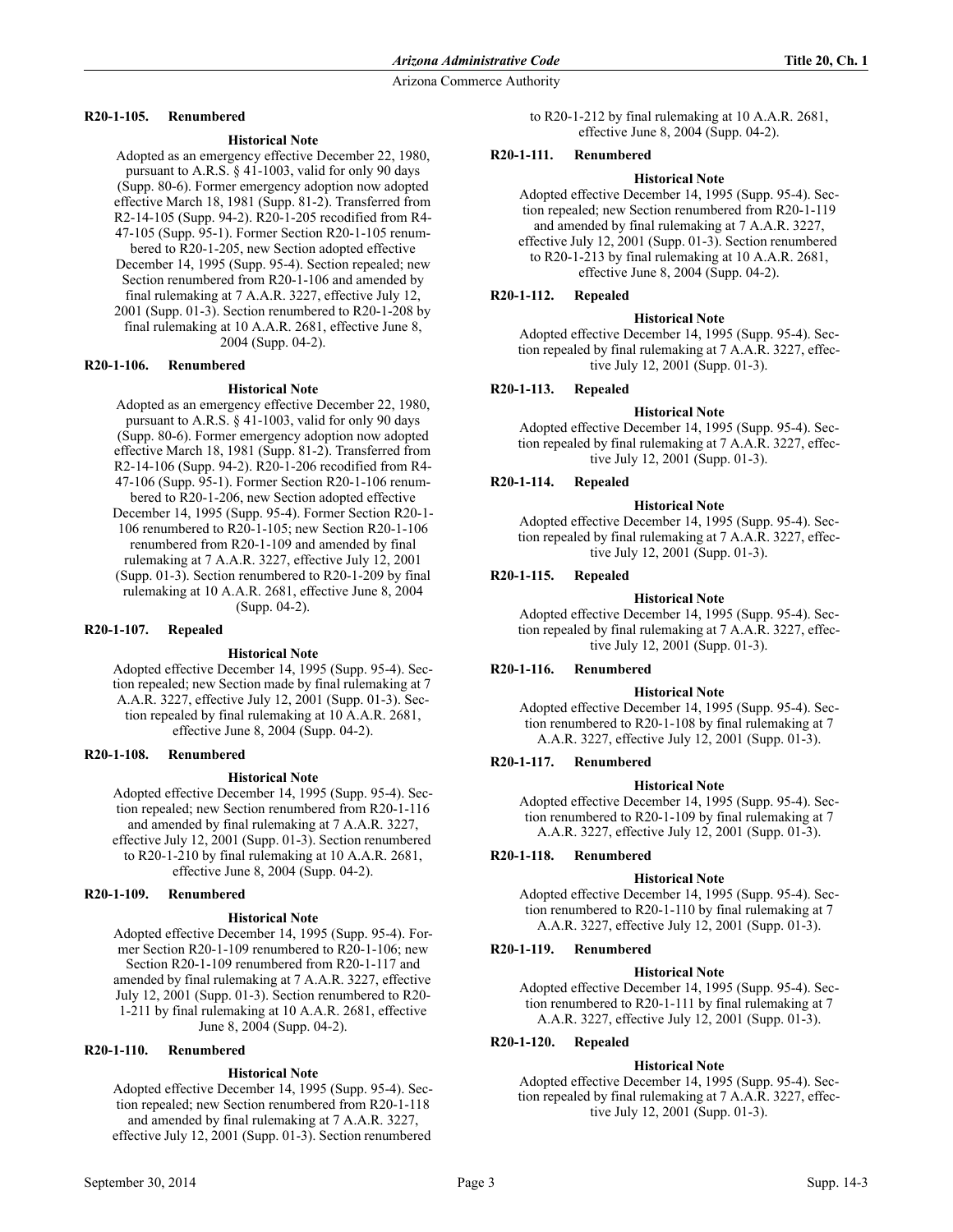### R20-1-105. Renumbered

**Historical Note**

Adopted as an emergency effective December 22, 1980, pursuant to A.R.S. § 41-1003, valid for only 90 days (Supp. 80-6). Former emergency adoption now adopted effective March 18, 1981 (Supp. 81-2). Transferred from R2-14-105 (Supp. 94-2). R20-1-205 recodified from R4-47-105 (Supp. 95-1). Former Section R20-1-105 renumbered to R20-1-205, new Section adopted effective December 14, 1995 (Supp. 95-4). Section repealed; new Section renumbered from R20-1-106 and amended by final rulemaking at 7 A.A.R. 3227, effective July 12, 2001 (Supp. 01-3). Section renumbered to R20-1-208 by final rulemaking at 10 A.A.R. 2681, effective June 8, 2004 (Supp. 04-2).

### R20-1-106. Renumbered

**Historical Note**

Adopted as an emergency effective December 22, 1980, pursuant to A.R.S. § 41-1003, valid for only 90 days (Supp. 80-6). Former emergency adoption now adopted effective March 18, 1981 (Supp. 81-2). Transferred from R2-14-106 (Supp. 94-2). R20-1-206 recodified from R4-47-106 (Supp. 95-1). Former Section R20-1-106 renumbered to R20-1-206, new Section adopted effective December 14, 1995 (Supp. 95-4). Former Section R20-1-106 renumbered to R20-1-105; new Section R20-1-106 renumbered from R20-1-109 and amended by final rulemaking at 7 A.A.R. 3227, effective July 12, 2001 (Supp. 01-3). Section renumbered to R20-1-209 by final rulemaking at 10 A.A.R. 2681, effective June 8, 2004 (Supp. 04-2).

### R20-1-107. Repealed

**Historical Note**

Adopted effective December 14, 1995 (Supp. 95-4). Section repealed; new Section made by final rulemaking at 7 A.A.R. 3227, effective July 12, 2001 (Supp. 01-3). Section repealed by final rulemaking at 10 A.A.R. 2681, effective June 8, 2004 (Supp. 04-2).

### R20-1-108. Renumbered

**Historical Note**

Adopted effective December 14, 1995 (Supp. 95-4). Section repealed; new Section renumbered from R20-1-116 and amended by final rulemaking at 7 A.A.R. 3227, effective July 12, 2001 (Supp. 01-3). Section renumbered to R20-1-210 by final rulemaking at 10 A.A.R. 2681, effective June 8, 2004 (Supp. 04-2).

### R20-1-109. Renumbered

**Historical Note**

Adopted effective December 14, 1995 (Supp. 95-4). Former Section R20-1-109 renumbered to R20-1-106; new Section R20-1-109 renumbered from R20-1-117 and amended by final rulemaking at 7 A.A.R. 3227, effective July 12, 2001 (Supp. 01-3). Section renumbered to R20-1-211 by final rulemaking at 10 A.A.R. 2681, effective June 8, 2004 (Supp. 04-2).

### R20-1-110. Renumbered

**Historical Note**

Adopted effective December 14, 1995 (Supp. 95-4). Section repealed; new Section renumbered from R20-1-118 and amended by final rulemaking at 7 A.A.R. 3227, effective July 12, 2001 (Supp. 01-3). Section renumbered to R20-1-212 by final rulemaking at 10 A.A.R. 2681, effective June 8, 2004 (Supp. 04-2).

### R20-1-111. Renumbered

**Historical Note**

Adopted effective December 14, 1995 (Supp. 95-4). Section repealed; new Section renumbered from R20-1-119 and amended by final rulemaking at 7 A.A.R. 3227, effective July 12, 2001 (Supp. 01-3). Section renumbered to R20-1-213 by final rulemaking at 10 A.A.R. 2681, effective June 8, 2004 (Supp. 04-2).

### R20-1-112. Repealed

**Historical Note**

Adopted effective December 14, 1995 (Supp. 95-4). Section repealed by final rulemaking at 7 A.A.R. 3227, effective July 12, 2001 (Supp. 01-3).

### R20-1-113. Repealed

**Historical Note**

Adopted effective December 14, 1995 (Supp. 95-4). Section repealed by final rulemaking at 7 A.A.R. 3227, effective July 12, 2001 (Supp. 01-3).

### R20-1-114. Repealed

**Historical Note**

Adopted effective December 14, 1995 (Supp. 95-4). Section repealed by final rulemaking at 7 A.A.R. 3227, effective July 12, 2001 (Supp. 01-3).

### R20-1-115. Repealed

**Historical Note**

Adopted effective December 14, 1995 (Supp. 95-4). Section repealed by final rulemaking at 7 A.A.R. 3227, effective July 12, 2001 (Supp. 01-3).

### R20-1-116. Renumbered

**Historical Note**

Adopted effective December 14, 1995 (Supp. 95-4). Section renumbered to R20-1-108 by final rulemaking at 7 A.A.R. 3227, effective July 12, 2001 (Supp. 01-3).

### R20-1-117. Renumbered

**Historical Note**

Adopted effective December 14, 1995 (Supp. 95-4). Section renumbered to R20-1-109 by final rulemaking at 7 A.A.R. 3227, effective July 12, 2001 (Supp. 01-3).

### R20-1-118. Renumbered

**Historical Note**

Adopted effective December 14, 1995 (Supp. 95-4). Section renumbered to R20-1-110 by final rulemaking at 7 A.A.R. 3227, effective July 12, 2001 (Supp. 01-3).

### R20-1-119. Renumbered

**Historical Note**

Adopted effective December 14, 1995 (Supp. 95-4). Section renumbered to R20-1-111 by final rulemaking at 7 A.A.R. 3227, effective July 12, 2001 (Supp. 01-3).

### R20-1-120. Repealed

**Historical Note**

Adopted effective December 14, 1995 (Supp. 95-4). Section repealed by final rulemaking at 7 A.A.R. 3227, effective July 12, 2001 (Supp. 01-3).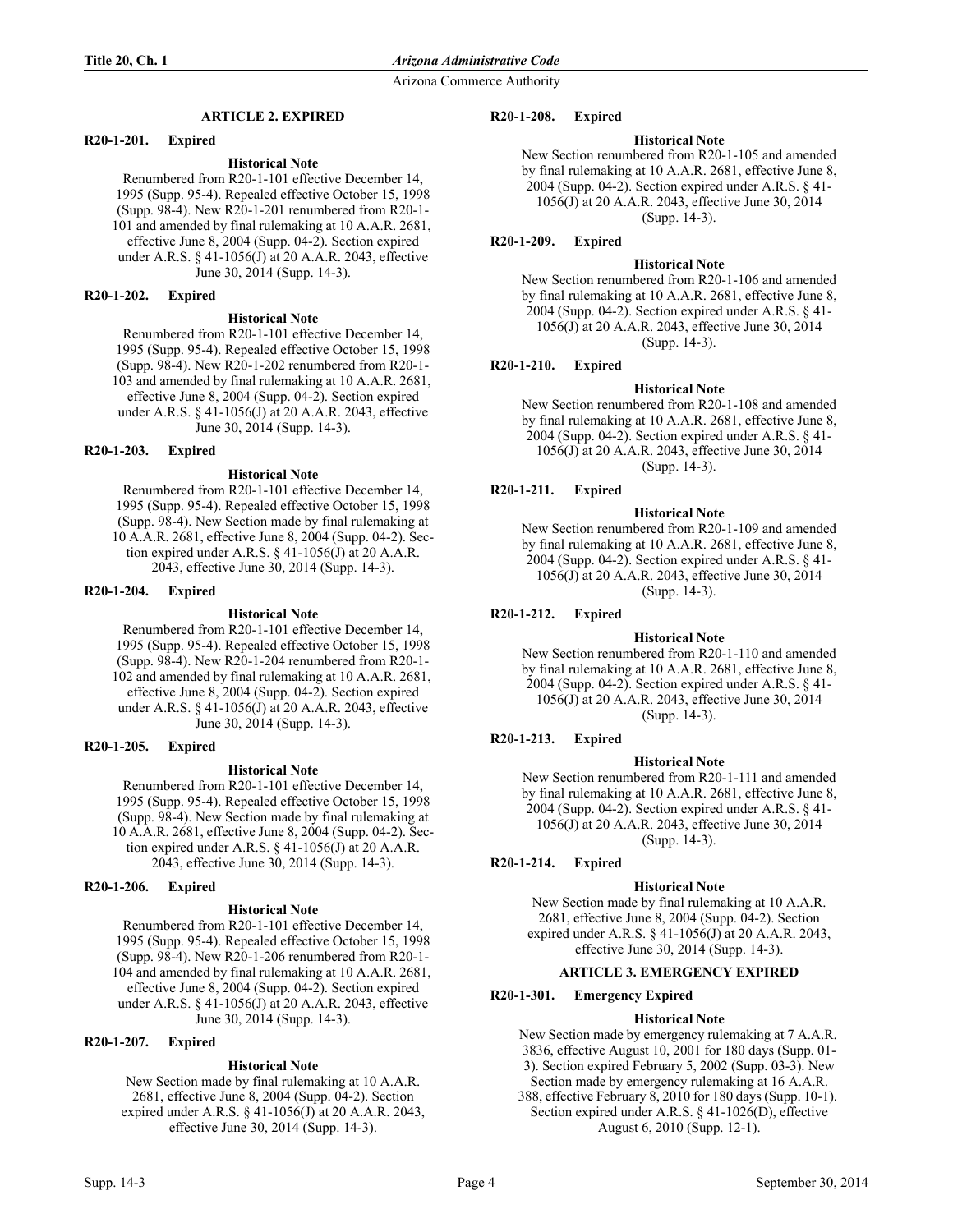## ARTICLE 2. EXPIRED

### R20-1-201. Expired

**Historical Note**

Renumbered from R20-1-101 effective December 14, 1995 (Supp. 95-4). Repealed effective October 15, 1998 (Supp. 98-4). New R20-1-201 renumbered from R20-1-101 and amended by final rulemaking at 10 A.A.R. 2681, effective June 8, 2004 (Supp. 04-2). Section expired under A.R.S. § 41-1056(J) at 20 A.A.R. 2043, effective June 30, 2014 (Supp. 14-3).

### R20-1-202. Expired

**Historical Note**

Renumbered from R20-1-101 effective December 14, 1995 (Supp. 95-4). Repealed effective October 15, 1998 (Supp. 98-4). New R20-1-202 renumbered from R20-1-103 and amended by final rulemaking at 10 A.A.R. 2681, effective June 8, 2004 (Supp. 04-2). Section expired under A.R.S. § 41-1056(J) at 20 A.A.R. 2043, effective June 30, 2014 (Supp. 14-3).

### R20-1-203. Expired

**Historical Note**

Renumbered from R20-1-101 effective December 14, 1995 (Supp. 95-4). Repealed effective October 15, 1998 (Supp. 98-4). New Section made by final rulemaking at 10 A.A.R. 2681, effective June 8, 2004 (Supp. 04-2). Section expired under A.R.S. § 41-1056(J) at 20 A.A.R. 2043, effective June 30, 2014 (Supp. 14-3).

### R20-1-204. Expired

**Historical Note**

Renumbered from R20-1-101 effective December 14, 1995 (Supp. 95-4). Repealed effective October 15, 1998 (Supp. 98-4). New R20-1-204 renumbered from R20-1-102 and amended by final rulemaking at 10 A.A.R. 2681, effective June 8, 2004 (Supp. 04-2). Section expired under A.R.S. § 41-1056(J) at 20 A.A.R. 2043, effective June 30, 2014 (Supp. 14-3).

### R20-1-205. Expired

**Historical Note**

Renumbered from R20-1-101 effective December 14, 1995 (Supp. 95-4). Repealed effective October 15, 1998 (Supp. 98-4). New Section made by final rulemaking at 10 A.A.R. 2681, effective June 8, 2004 (Supp. 04-2). Section expired under A.R.S. § 41-1056(J) at 20 A.A.R. 2043, effective June 30, 2014 (Supp. 14-3).

### R20-1-206. Expired

**Historical Note**

Renumbered from R20-1-101 effective December 14, 1995 (Supp. 95-4). Repealed effective October 15, 1998 (Supp. 98-4). New R20-1-206 renumbered from R20-1-104 and amended by final rulemaking at 10 A.A.R. 2681, effective June 8, 2004 (Supp. 04-2). Section expired under A.R.S. § 41-1056(J) at 20 A.A.R. 2043, effective June 30, 2014 (Supp. 14-3).

### R20-1-207. Expired

**Historical Note**

New Section made by final rulemaking at 10 A.A.R. 2681, effective June 8, 2004 (Supp. 04-2). Section expired under A.R.S. § 41-1056(J) at 20 A.A.R. 2043, effective June 30, 2014 (Supp. 14-3).

### R20-1-208. Expired

**Historical Note**

New Section renumbered from R20-1-105 and amended by final rulemaking at 10 A.A.R. 2681, effective June 8, 2004 (Supp. 04-2). Section expired under A.R.S. § 41-1056(J) at 20 A.A.R. 2043, effective June 30, 2014 (Supp. 14-3).

### R20-1-209. Expired

**Historical Note**

New Section renumbered from R20-1-106 and amended by final rulemaking at 10 A.A.R. 2681, effective June 8, 2004 (Supp. 04-2). Section expired under A.R.S. § 41-1056(J) at 20 A.A.R. 2043, effective June 30, 2014 (Supp. 14-3).

### R20-1-210. Expired

**Historical Note**

New Section renumbered from R20-1-108 and amended by final rulemaking at 10 A.A.R. 2681, effective June 8, 2004 (Supp. 04-2). Section expired under A.R.S. § 41-1056(J) at 20 A.A.R. 2043, effective June 30, 2014 (Supp. 14-3).

### R20-1-211. Expired

**Historical Note**

New Section renumbered from R20-1-109 and amended by final rulemaking at 10 A.A.R. 2681, effective June 8, 2004 (Supp. 04-2). Section expired under A.R.S. § 41-1056(J) at 20 A.A.R. 2043, effective June 30, 2014 (Supp. 14-3).

### R20-1-212. Expired

**Historical Note**

New Section renumbered from R20-1-110 and amended by final rulemaking at 10 A.A.R. 2681, effective June 8, 2004 (Supp. 04-2). Section expired under A.R.S. § 41-1056(J) at 20 A.A.R. 2043, effective June 30, 2014 (Supp. 14-3).

### R20-1-213. Expired

**Historical Note**

New Section renumbered from R20-1-111 and amended by final rulemaking at 10 A.A.R. 2681, effective June 8, 2004 (Supp. 04-2). Section expired under A.R.S. § 41-1056(J) at 20 A.A.R. 2043, effective June 30, 2014 (Supp. 14-3).

### R20-1-214. Expired

**Historical Note**

New Section made by final rulemaking at 10 A.A.R. 2681, effective June 8, 2004 (Supp. 04-2). Section expired under A.R.S. § 41-1056(J) at 20 A.A.R. 2043, effective June 30, 2014 (Supp. 14-3).

## ARTICLE 3. EMERGENCY EXPIRED

### R20-1-301. Emergency Expired

**Historical Note**

New Section made by emergency rulemaking at 7 A.A.R. 3836, effective August 10, 2001 for 180 days (Supp. 01-3). Section expired February 5, 2002 (Supp. 03-3). New Section made by emergency rulemaking at 16 A.A.R. 388, effective February 8, 2010 for 180 days (Supp. 10-1). Section expired under A.R.S. § 41-1026(D), effective August 6, 2010 (Supp. 12-1).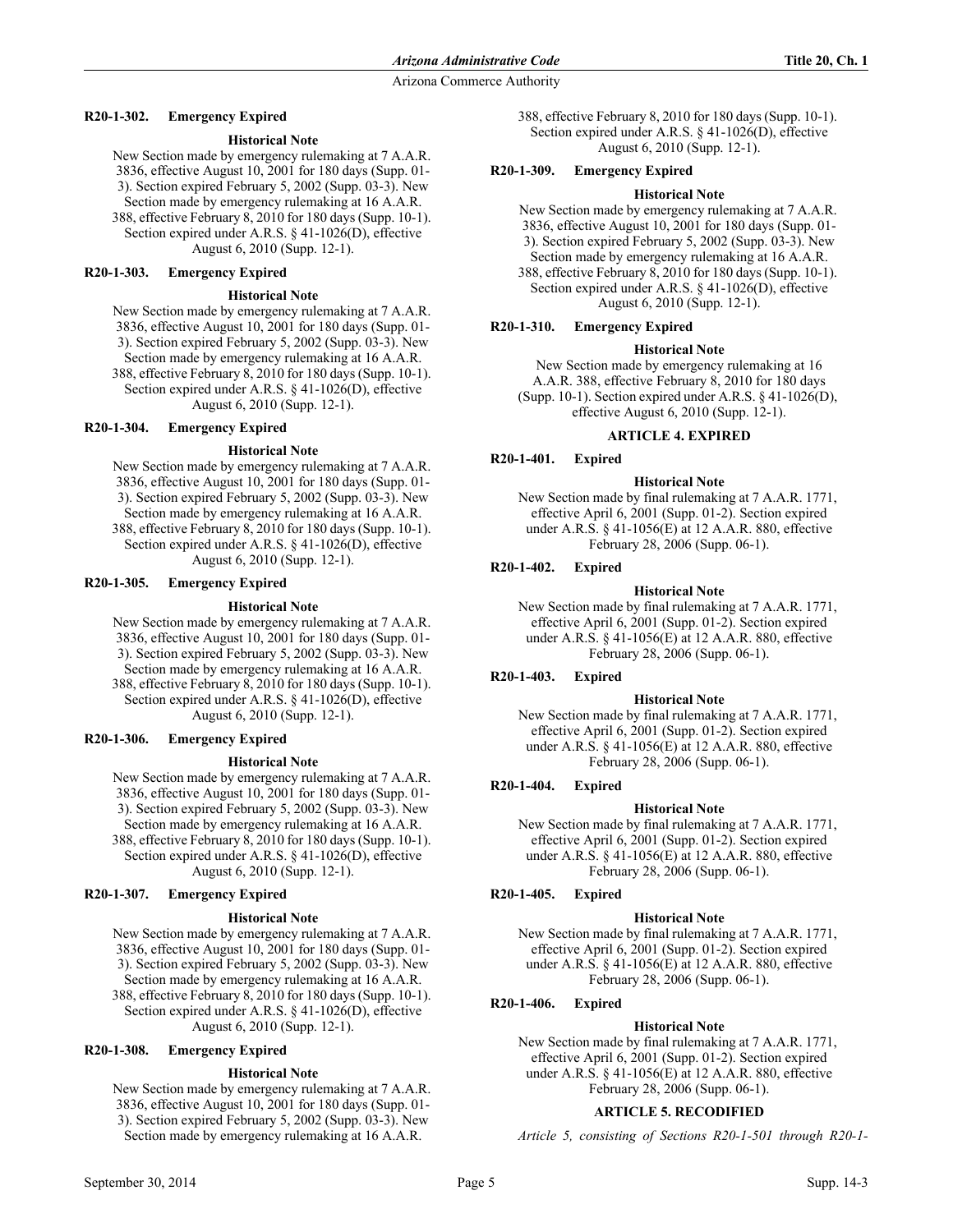### R20-1-302. Emergency Expired

**Historical Note**

New Section made by emergency rulemaking at 7 A.A.R. 3836, effective August 10, 2001 for 180 days (Supp. 01-3). Section expired February 5, 2002 (Supp. 03-3). New Section made by emergency rulemaking at 16 A.A.R. 388, effective February 8, 2010 for 180 days (Supp. 10-1). Section expired under A.R.S. § 41-1026(D), effective August 6, 2010 (Supp. 12-1).

### R20-1-303. Emergency Expired

**Historical Note**

New Section made by emergency rulemaking at 7 A.A.R. 3836, effective August 10, 2001 for 180 days (Supp. 01-3). Section expired February 5, 2002 (Supp. 03-3). New Section made by emergency rulemaking at 16 A.A.R. 388, effective February 8, 2010 for 180 days (Supp. 10-1). Section expired under A.R.S. § 41-1026(D), effective August 6, 2010 (Supp. 12-1).

### R20-1-304. Emergency Expired

**Historical Note**

New Section made by emergency rulemaking at 7 A.A.R. 3836, effective August 10, 2001 for 180 days (Supp. 01-3). Section expired February 5, 2002 (Supp. 03-3). New Section made by emergency rulemaking at 16 A.A.R. 388, effective February 8, 2010 for 180 days (Supp. 10-1). Section expired under A.R.S. § 41-1026(D), effective August 6, 2010 (Supp. 12-1).

### R20-1-305. Emergency Expired

**Historical Note**

New Section made by emergency rulemaking at 7 A.A.R. 3836, effective August 10, 2001 for 180 days (Supp. 01-3). Section expired February 5, 2002 (Supp. 03-3). New Section made by emergency rulemaking at 16 A.A.R. 388, effective February 8, 2010 for 180 days (Supp. 10-1). Section expired under A.R.S. § 41-1026(D), effective August 6, 2010 (Supp. 12-1).

### R20-1-306. Emergency Expired

**Historical Note**

New Section made by emergency rulemaking at 7 A.A.R. 3836, effective August 10, 2001 for 180 days (Supp. 01-3). Section expired February 5, 2002 (Supp. 03-3). New Section made by emergency rulemaking at 16 A.A.R. 388, effective February 8, 2010 for 180 days (Supp. 10-1). Section expired under A.R.S. § 41-1026(D), effective August 6, 2010 (Supp. 12-1).

### R20-1-307. Emergency Expired

**Historical Note**

New Section made by emergency rulemaking at 7 A.A.R. 3836, effective August 10, 2001 for 180 days (Supp. 01-3). Section expired February 5, 2002 (Supp. 03-3). New Section made by emergency rulemaking at 16 A.A.R. 388, effective February 8, 2010 for 180 days (Supp. 10-1). Section expired under A.R.S. § 41-1026(D), effective August 6, 2010 (Supp. 12-1).

### R20-1-308. Emergency Expired

**Historical Note**

New Section made by emergency rulemaking at 7 A.A.R. 3836, effective August 10, 2001 for 180 days (Supp. 01-3). Section expired February 5, 2002 (Supp. 03-3). New Section made by emergency rulemaking at 16 A.A.R. 388, effective February 8, 2010 for 180 days (Supp. 10-1). Section expired under A.R.S. § 41-1026(D), effective August 6, 2010 (Supp. 12-1).

### R20-1-309. Emergency Expired

**Historical Note**

New Section made by emergency rulemaking at 7 A.A.R. 3836, effective August 10, 2001 for 180 days (Supp. 01-3). Section expired February 5, 2002 (Supp. 03-3). New Section made by emergency rulemaking at 16 A.A.R. 388, effective February 8, 2010 for 180 days (Supp. 10-1). Section expired under A.R.S. § 41-1026(D), effective August 6, 2010 (Supp. 12-1).

### R20-1-310. Emergency Expired

**Historical Note**

New Section made by emergency rulemaking at 16 A.A.R. 388, effective February 8, 2010 for 180 days (Supp. 10-1). Section expired under A.R.S. § 41-1026(D), effective August 6, 2010 (Supp. 12-1).

## ARTICLE 4. EXPIRED

### R20-1-401. Expired

**Historical Note**

New Section made by final rulemaking at 7 A.A.R. 1771, effective April 6, 2001 (Supp. 01-2). Section expired under A.R.S. § 41-1056(E) at 12 A.A.R. 880, effective February 28, 2006 (Supp. 06-1).

### R20-1-402. Expired

**Historical Note**

New Section made by final rulemaking at 7 A.A.R. 1771, effective April 6, 2001 (Supp. 01-2). Section expired under A.R.S. § 41-1056(E) at 12 A.A.R. 880, effective February 28, 2006 (Supp. 06-1).

### R20-1-403. Expired

**Historical Note**

New Section made by final rulemaking at 7 A.A.R. 1771, effective April 6, 2001 (Supp. 01-2). Section expired under A.R.S. § 41-1056(E) at 12 A.A.R. 880, effective February 28, 2006 (Supp. 06-1).

### R20-1-404. Expired

**Historical Note**

New Section made by final rulemaking at 7 A.A.R. 1771, effective April 6, 2001 (Supp. 01-2). Section expired under A.R.S. § 41-1056(E) at 12 A.A.R. 880, effective February 28, 2006 (Supp. 06-1).

### R20-1-405. Expired

**Historical Note**

New Section made by final rulemaking at 7 A.A.R. 1771, effective April 6, 2001 (Supp. 01-2). Section expired under A.R.S. § 41-1056(E) at 12 A.A.R. 880, effective February 28, 2006 (Supp. 06-1).

### R20-1-406. Expired

**Historical Note**

New Section made by final rulemaking at 7 A.A.R. 1771, effective April 6, 2001 (Supp. 01-2). Section expired under A.R.S. § 41-1056(E) at 12 A.A.R. 880, effective February 28, 2006 (Supp. 06-1).

## ARTICLE 5. RECODIFIED

*Article 5, consisting of Sections R20-1-501 through R20-1-*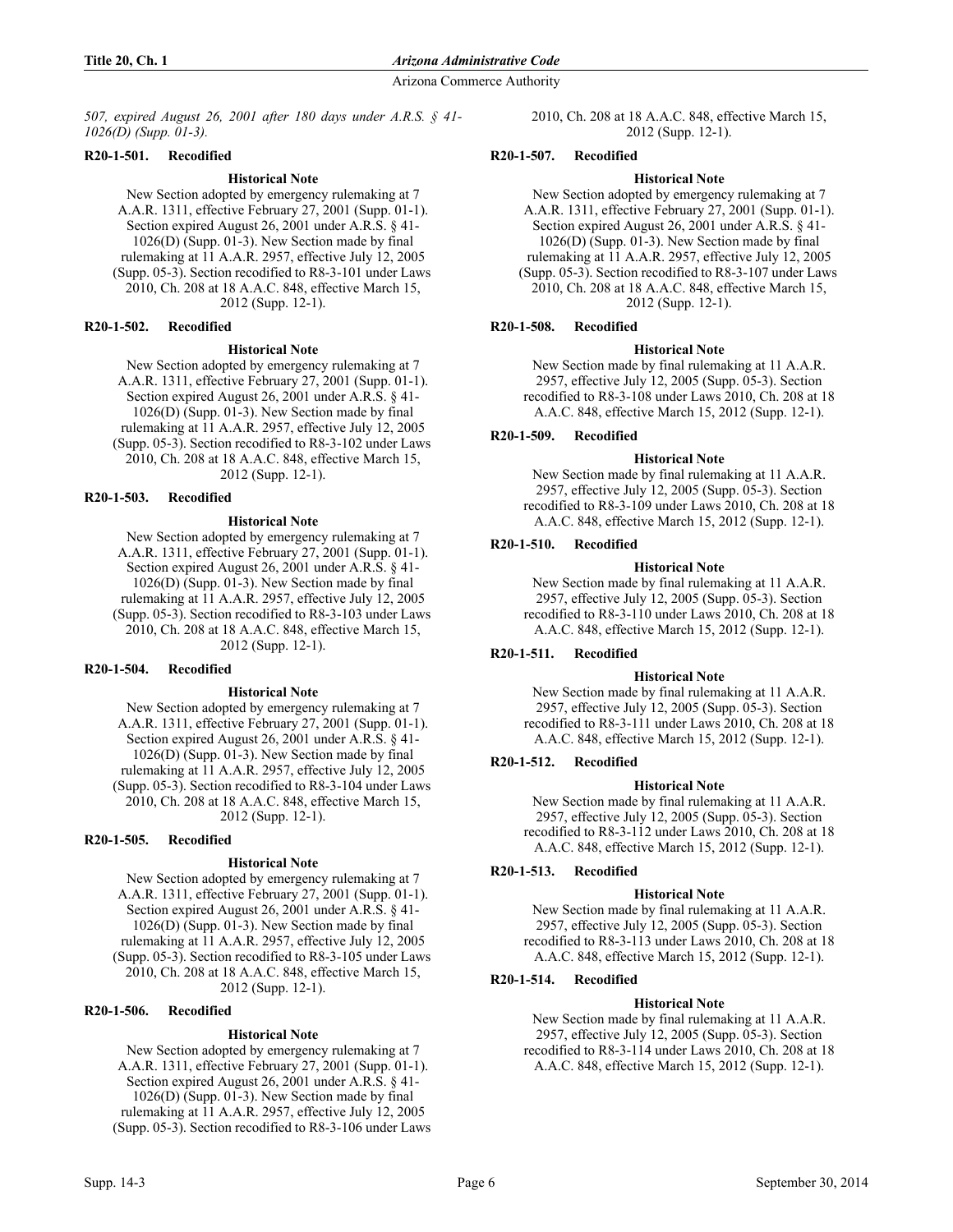*507, expired August 26, 2001 after 180 days under A.R.S. § 41-1026(D) (Supp. 01-3).*

**R20-1-501. Recodified**

**Historical Note**

New Section adopted by emergency rulemaking at 7 A.A.R. 1311, effective February 27, 2001 (Supp. 01-1). Section expired August 26, 2001 under A.R.S. § 41-1026(D) (Supp. 01-3). New Section made by final rulemaking at 11 A.A.R. 2957, effective July 12, 2005 (Supp. 05-3). Section recodified to R8-3-101 under Laws 2010, Ch. 208 at 18 A.A.C. 848, effective March 15, 2012 (Supp. 12-1).

**R20-1-502. Recodified**

**Historical Note**

New Section adopted by emergency rulemaking at 7 A.A.R. 1311, effective February 27, 2001 (Supp. 01-1). Section expired August 26, 2001 under A.R.S. § 41-1026(D) (Supp. 01-3). New Section made by final rulemaking at 11 A.A.R. 2957, effective July 12, 2005 (Supp. 05-3). Section recodified to R8-3-102 under Laws 2010, Ch. 208 at 18 A.A.C. 848, effective March 15, 2012 (Supp. 12-1).

**R20-1-503. Recodified**

**Historical Note**

New Section adopted by emergency rulemaking at 7 A.A.R. 1311, effective February 27, 2001 (Supp. 01-1). Section expired August 26, 2001 under A.R.S. § 41-1026(D) (Supp. 01-3). New Section made by final rulemaking at 11 A.A.R. 2957, effective July 12, 2005 (Supp. 05-3). Section recodified to R8-3-103 under Laws 2010, Ch. 208 at 18 A.A.C. 848, effective March 15, 2012 (Supp. 12-1).

**R20-1-504. Recodified**

**Historical Note**

New Section adopted by emergency rulemaking at 7 A.A.R. 1311, effective February 27, 2001 (Supp. 01-1). Section expired August 26, 2001 under A.R.S. § 41-1026(D) (Supp. 01-3). New Section made by final rulemaking at 11 A.A.R. 2957, effective July 12, 2005 (Supp. 05-3). Section recodified to R8-3-104 under Laws 2010, Ch. 208 at 18 A.A.C. 848, effective March 15, 2012 (Supp. 12-1).

**R20-1-505. Recodified**

**Historical Note**

New Section adopted by emergency rulemaking at 7 A.A.R. 1311, effective February 27, 2001 (Supp. 01-1). Section expired August 26, 2001 under A.R.S. § 41-1026(D) (Supp. 01-3). New Section made by final rulemaking at 11 A.A.R. 2957, effective July 12, 2005 (Supp. 05-3). Section recodified to R8-3-105 under Laws 2010, Ch. 208 at 18 A.A.C. 848, effective March 15, 2012 (Supp. 12-1).

**R20-1-506. Recodified**

**Historical Note**

New Section adopted by emergency rulemaking at 7 A.A.R. 1311, effective February 27, 2001 (Supp. 01-1). Section expired August 26, 2001 under A.R.S. § 41-1026(D) (Supp. 01-3). New Section made by final rulemaking at 11 A.A.R. 2957, effective July 12, 2005 (Supp. 05-3). Section recodified to R8-3-106 under Laws 2010, Ch. 208 at 18 A.A.C. 848, effective March 15, 2012 (Supp. 12-1).

**R20-1-507. Recodified**

**Historical Note**

New Section adopted by emergency rulemaking at 7 A.A.R. 1311, effective February 27, 2001 (Supp. 01-1). Section expired August 26, 2001 under A.R.S. § 41-1026(D) (Supp. 01-3). New Section made by final rulemaking at 11 A.A.R. 2957, effective July 12, 2005 (Supp. 05-3). Section recodified to R8-3-107 under Laws 2010, Ch. 208 at 18 A.A.C. 848, effective March 15, 2012 (Supp. 12-1).

**R20-1-508. Recodified**

**Historical Note**

New Section made by final rulemaking at 11 A.A.R. 2957, effective July 12, 2005 (Supp. 05-3). Section recodified to R8-3-108 under Laws 2010, Ch. 208 at 18 A.A.C. 848, effective March 15, 2012 (Supp. 12-1).

**R20-1-509. Recodified**

**Historical Note**

New Section made by final rulemaking at 11 A.A.R. 2957, effective July 12, 2005 (Supp. 05-3). Section recodified to R8-3-109 under Laws 2010, Ch. 208 at 18 A.A.C. 848, effective March 15, 2012 (Supp. 12-1).

**R20-1-510. Recodified**

**Historical Note**

New Section made by final rulemaking at 11 A.A.R. 2957, effective July 12, 2005 (Supp. 05-3). Section recodified to R8-3-110 under Laws 2010, Ch. 208 at 18 A.A.C. 848, effective March 15, 2012 (Supp. 12-1).

**R20-1-511. Recodified**

**Historical Note**

New Section made by final rulemaking at 11 A.A.R. 2957, effective July 12, 2005 (Supp. 05-3). Section recodified to R8-3-111 under Laws 2010, Ch. 208 at 18 A.A.C. 848, effective March 15, 2012 (Supp. 12-1).

**R20-1-512. Recodified**

**Historical Note**

New Section made by final rulemaking at 11 A.A.R. 2957, effective July 12, 2005 (Supp. 05-3). Section recodified to R8-3-112 under Laws 2010, Ch. 208 at 18 A.A.C. 848, effective March 15, 2012 (Supp. 12-1).

**R20-1-513. Recodified**

**Historical Note**

New Section made by final rulemaking at 11 A.A.R. 2957, effective July 12, 2005 (Supp. 05-3). Section recodified to R8-3-113 under Laws 2010, Ch. 208 at 18 A.A.C. 848, effective March 15, 2012 (Supp. 12-1).

**R20-1-514. Recodified**

**Historical Note**

New Section made by final rulemaking at 11 A.A.R. 2957, effective July 12, 2005 (Supp. 05-3). Section recodified to R8-3-114 under Laws 2010, Ch. 208 at 18 A.A.C. 848, effective March 15, 2012 (Supp. 12-1).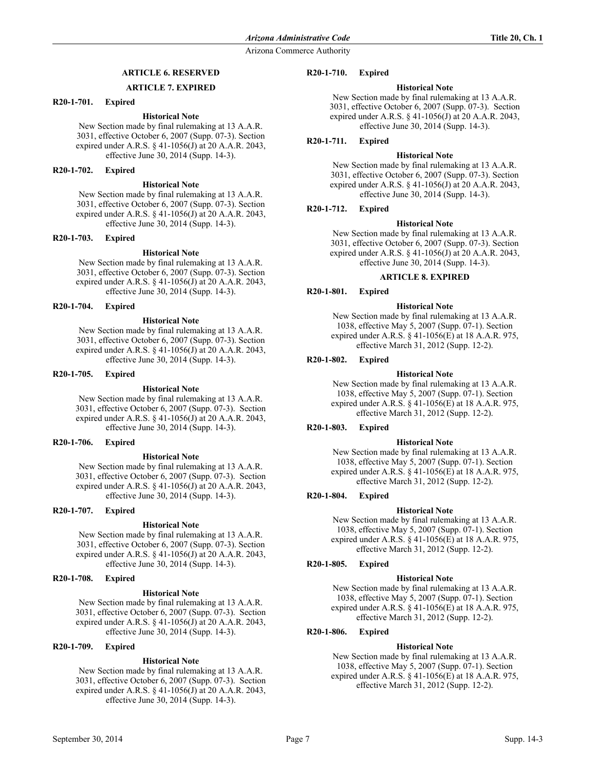## ARTICLE 6. RESERVED

## ARTICLE 7. EXPIRED

### R20-1-701. Expired

**Historical Note**

New Section made by final rulemaking at 13 A.A.R. 3031, effective October 6, 2007 (Supp. 07-3). Section expired under A.R.S. § 41-1056(J) at 20 A.A.R. 2043, effective June 30, 2014 (Supp. 14-3).

### R20-1-702. Expired

**Historical Note**

New Section made by final rulemaking at 13 A.A.R. 3031, effective October 6, 2007 (Supp. 07-3). Section expired under A.R.S. § 41-1056(J) at 20 A.A.R. 2043, effective June 30, 2014 (Supp. 14-3).

### R20-1-703. Expired

**Historical Note**

New Section made by final rulemaking at 13 A.A.R. 3031, effective October 6, 2007 (Supp. 07-3). Section expired under A.R.S. § 41-1056(J) at 20 A.A.R. 2043, effective June 30, 2014 (Supp. 14-3).

### R20-1-704. Expired

**Historical Note**

New Section made by final rulemaking at 13 A.A.R. 3031, effective October 6, 2007 (Supp. 07-3). Section expired under A.R.S. § 41-1056(J) at 20 A.A.R. 2043, effective June 30, 2014 (Supp. 14-3).

### R20-1-705. Expired

**Historical Note**

New Section made by final rulemaking at 13 A.A.R. 3031, effective October 6, 2007 (Supp. 07-3). Section expired under A.R.S. § 41-1056(J) at 20 A.A.R. 2043, effective June 30, 2014 (Supp. 14-3).

### R20-1-706. Expired

**Historical Note**

New Section made by final rulemaking at 13 A.A.R. 3031, effective October 6, 2007 (Supp. 07-3). Section expired under A.R.S. § 41-1056(J) at 20 A.A.R. 2043, effective June 30, 2014 (Supp. 14-3).

### R20-1-707. Expired

**Historical Note**

New Section made by final rulemaking at 13 A.A.R. 3031, effective October 6, 2007 (Supp. 07-3). Section expired under A.R.S. § 41-1056(J) at 20 A.A.R. 2043, effective June 30, 2014 (Supp. 14-3).

### R20-1-708. Expired

**Historical Note**

New Section made by final rulemaking at 13 A.A.R. 3031, effective October 6, 2007 (Supp. 07-3). Section expired under A.R.S. § 41-1056(J) at 20 A.A.R. 2043, effective June 30, 2014 (Supp. 14-3).

### R20-1-709. Expired

**Historical Note**

New Section made by final rulemaking at 13 A.A.R. 3031, effective October 6, 2007 (Supp. 07-3). Section expired under A.R.S. § 41-1056(J) at 20 A.A.R. 2043, effective June 30, 2014 (Supp. 14-3).

### R20-1-710. Expired

**Historical Note**

New Section made by final rulemaking at 13 A.A.R. 3031, effective October 6, 2007 (Supp. 07-3). Section expired under A.R.S. § 41-1056(J) at 20 A.A.R. 2043, effective June 30, 2014 (Supp. 14-3).

### R20-1-711. Expired

**Historical Note**

New Section made by final rulemaking at 13 A.A.R. 3031, effective October 6, 2007 (Supp. 07-3). Section expired under A.R.S. § 41-1056(J) at 20 A.A.R. 2043, effective June 30, 2014 (Supp. 14-3).

### R20-1-712. Expired

**Historical Note**

New Section made by final rulemaking at 13 A.A.R. 3031, effective October 6, 2007 (Supp. 07-3). Section expired under A.R.S. § 41-1056(J) at 20 A.A.R. 2043, effective June 30, 2014 (Supp. 14-3).

## ARTICLE 8. EXPIRED

### R20-1-801. Expired

**Historical Note**

New Section made by final rulemaking at 13 A.A.R. 1038, effective May 5, 2007 (Supp. 07-1). Section expired under A.R.S. § 41-1056(E) at 18 A.A.R. 975, effective March 31, 2012 (Supp. 12-2).

### R20-1-802. Expired

**Historical Note**

New Section made by final rulemaking at 13 A.A.R. 1038, effective May 5, 2007 (Supp. 07-1). Section expired under A.R.S. § 41-1056(E) at 18 A.A.R. 975, effective March 31, 2012 (Supp. 12-2).

### R20-1-803. Expired

**Historical Note**

New Section made by final rulemaking at 13 A.A.R. 1038, effective May 5, 2007 (Supp. 07-1). Section expired under A.R.S. § 41-1056(E) at 18 A.A.R. 975, effective March 31, 2012 (Supp. 12-2).

### R20-1-804. Expired

**Historical Note**

New Section made by final rulemaking at 13 A.A.R. 1038, effective May 5, 2007 (Supp. 07-1). Section expired under A.R.S. § 41-1056(E) at 18 A.A.R. 975, effective March 31, 2012 (Supp. 12-2).

### R20-1-805. Expired

**Historical Note**

New Section made by final rulemaking at 13 A.A.R. 1038, effective May 5, 2007 (Supp. 07-1). Section expired under A.R.S. § 41-1056(E) at 18 A.A.R. 975, effective March 31, 2012 (Supp. 12-2).

### R20-1-806. Expired

**Historical Note**

New Section made by final rulemaking at 13 A.A.R. 1038, effective May 5, 2007 (Supp. 07-1). Section expired under A.R.S. § 41-1056(E) at 18 A.A.R. 975, effective March 31, 2012 (Supp. 12-2).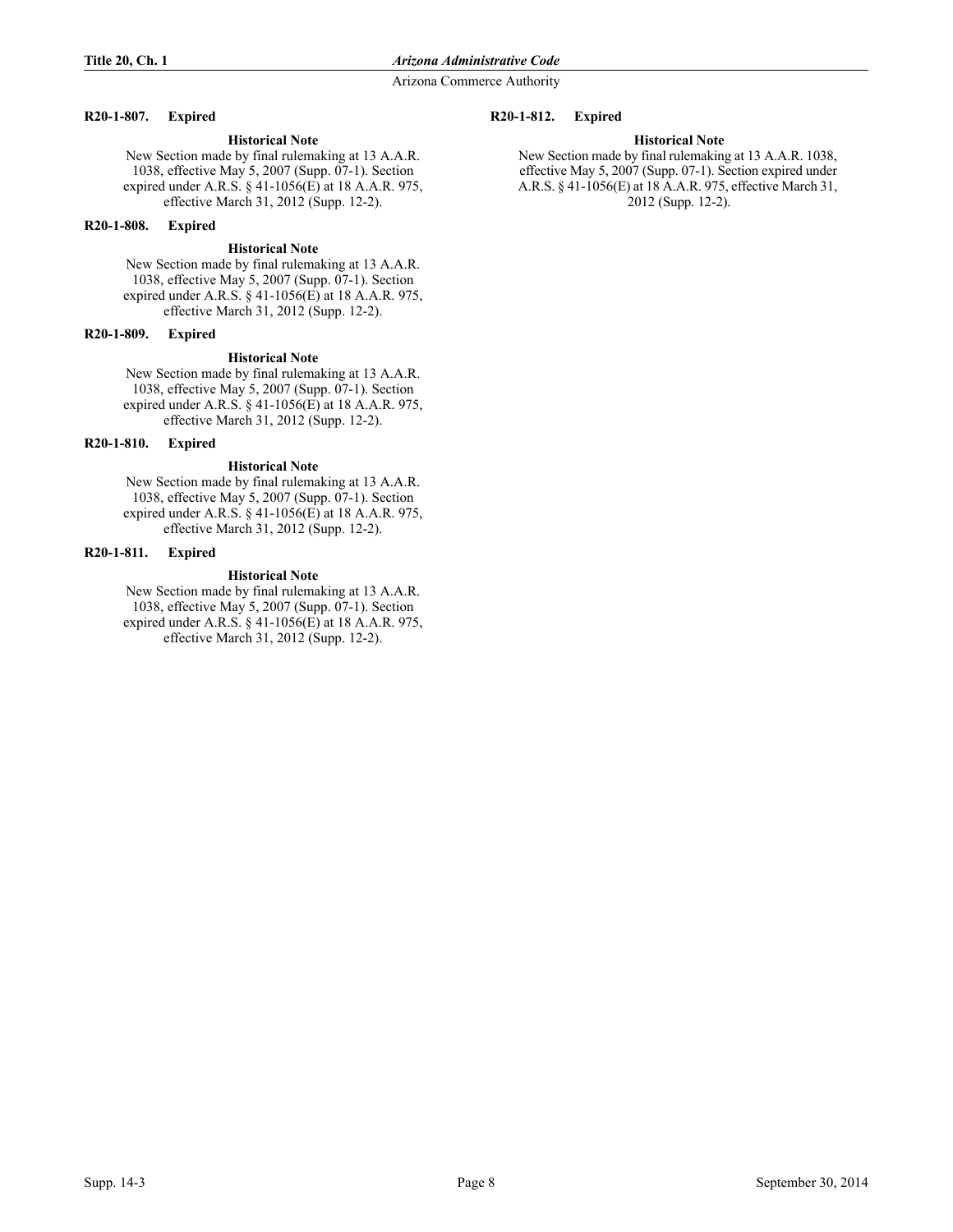### R20-1-807. Expired

**Historical Note**

New Section made by final rulemaking at 13 A.A.R. 1038, effective May 5, 2007 (Supp. 07-1). Section expired under A.R.S. § 41-1056(E) at 18 A.A.R. 975, effective March 31, 2012 (Supp. 12-2).

### R20-1-808. Expired

**Historical Note**

New Section made by final rulemaking at 13 A.A.R. 1038, effective May 5, 2007 (Supp. 07-1). Section expired under A.R.S. § 41-1056(E) at 18 A.A.R. 975, effective March 31, 2012 (Supp. 12-2).

### R20-1-809. Expired

**Historical Note**

New Section made by final rulemaking at 13 A.A.R. 1038, effective May 5, 2007 (Supp. 07-1). Section expired under A.R.S. § 41-1056(E) at 18 A.A.R. 975, effective March 31, 2012 (Supp. 12-2).

### R20-1-810. Expired

**Historical Note**

New Section made by final rulemaking at 13 A.A.R. 1038, effective May 5, 2007 (Supp. 07-1). Section expired under A.R.S. § 41-1056(E) at 18 A.A.R. 975, effective March 31, 2012 (Supp. 12-2).

### R20-1-811. Expired

**Historical Note**

New Section made by final rulemaking at 13 A.A.R. 1038, effective May 5, 2007 (Supp. 07-1). Section expired under A.R.S. § 41-1056(E) at 18 A.A.R. 975, effective March 31, 2012 (Supp. 12-2).

### R20-1-812. Expired

**Historical Note**

New Section made by final rulemaking at 13 A.A.R. 1038, effective May 5, 2007 (Supp. 07-1). Section expired under A.R.S. § 41-1056(E) at 18 A.A.R. 975, effective March 31, 2012 (Supp. 12-2).